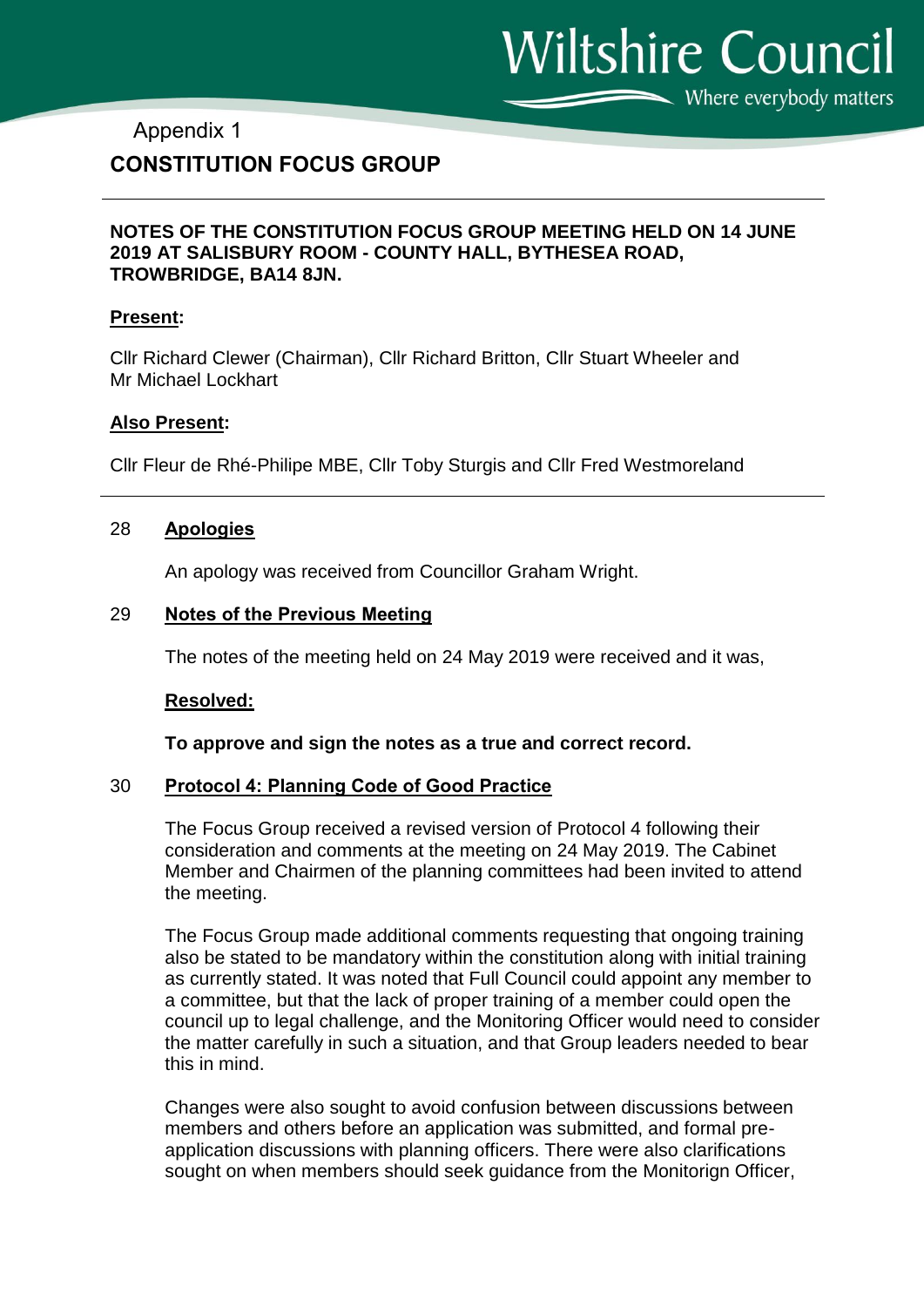Wiltshire Council
Where everybody matters

Appendix 1

# CONSTITUTION FOCUS GROUP

**NOTES OF THE CONSTITUTION FOCUS GROUP MEETING HELD ON 14 JUNE 2019 AT SALISBURY ROOM - COUNTY HALL, BYTHESEA ROAD, TROWBRIDGE, BA14 8JN.**

**Present:**

Cllr Richard Clewer (Chairman), Cllr Richard Britton, Cllr Stuart Wheeler and Mr Michael Lockhart

**Also Present:**

Cllr Fleur de Rhé-Philipe MBE, Cllr Toby Sturgis and Cllr Fred Westmoreland

## 28 Apologies

An apology was received from Councillor Graham Wright.

## 29 Notes of the Previous Meeting

The notes of the meeting held on 24 May 2019 were received and it was,

**Resolved:**

**To approve and sign the notes as a true and correct record.**

## 30 Protocol 4: Planning Code of Good Practice

The Focus Group received a revised version of Protocol 4 following their consideration and comments at the meeting on 24 May 2019. The Cabinet Member and Chairmen of the planning committees had been invited to attend the meeting.

The Focus Group made additional comments requesting that ongoing training also be stated to be mandatory within the constitution along with initial training as currently stated. It was noted that Full Council could appoint any member to a committee, but that the lack of proper training of a member could open the council up to legal challenge, and the Monitoring Officer would need to consider the matter carefully in such a situation, and that Group leaders needed to bear this in mind.

Changes were also sought to avoid confusion between discussions between members and others before an application was submitted, and formal pre-application discussions with planning officers. There were also clarifications sought on when members should seek guidance from the Monitorign Officer,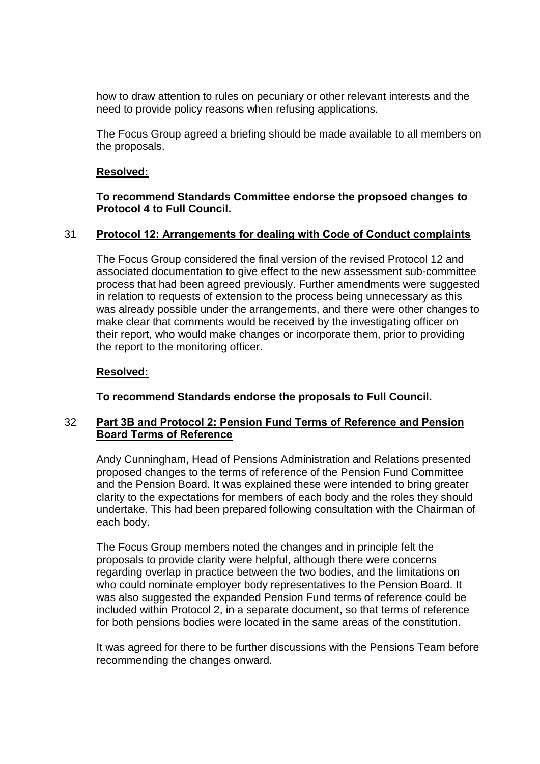how to draw attention to rules on pecuniary or other relevant interests and the need to provide policy reasons when refusing applications.

The Focus Group agreed a briefing should be made available to all members on the proposals.

**Resolved:**

**To recommend Standards Committee endorse the propsoed changes to Protocol 4 to Full Council.**

## 31 Protocol 12: Arrangements for dealing with Code of Conduct complaints

The Focus Group considered the final version of the revised Protocol 12 and associated documentation to give effect to the new assessment sub-committee process that had been agreed previously. Further amendments were suggested in relation to requests of extension to the process being unnecessary as this was already possible under the arrangements, and there were other changes to make clear that comments would be received by the investigating officer on their report, who would make changes or incorporate them, prior to providing the report to the monitoring officer.

**Resolved:**

**To recommend Standards endorse the proposals to Full Council.**

## 32 Part 3B and Protocol 2: Pension Fund Terms of Reference and Pension Board Terms of Reference

Andy Cunningham, Head of Pensions Administration and Relations presented proposed changes to the terms of reference of the Pension Fund Committee and the Pension Board. It was explained these were intended to bring greater clarity to the expectations for members of each body and the roles they should undertake. This had been prepared following consultation with the Chairman of each body.

The Focus Group members noted the changes and in principle felt the proposals to provide clarity were helpful, although there were concerns regarding overlap in practice between the two bodies, and the limitations on who could nominate employer body representatives to the Pension Board. It was also suggested the expanded Pension Fund terms of reference could be included within Protocol 2, in a separate document, so that terms of reference for both pensions bodies were located in the same areas of the constitution.

It was agreed for there to be further discussions with the Pensions Team before recommending the changes onward.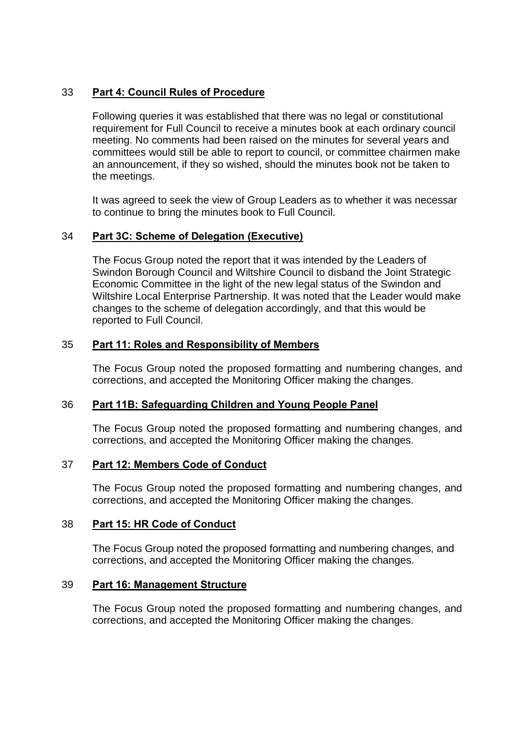## 33 Part 4: Council Rules of Procedure

Following queries it was established that there was no legal or constitutional requirement for Full Council to receive a minutes book at each ordinary council meeting. No comments had been raised on the minutes for several years and committees would still be able to report to council, or committee chairmen make an announcement, if they so wished, should the minutes book not be taken to the meetings.

It was agreed to seek the view of Group Leaders as to whether it was necessar to continue to bring the minutes book to Full Council.

## 34 Part 3C: Scheme of Delegation (Executive)

The Focus Group noted the report that it was intended by the Leaders of Swindon Borough Council and Wiltshire Council to disband the Joint Strategic Economic Committee in the light of the new legal status of the Swindon and Wiltshire Local Enterprise Partnership. It was noted that the Leader would make changes to the scheme of delegation accordingly, and that this would be reported to Full Council.

## 35 Part 11: Roles and Responsibility of Members

The Focus Group noted the proposed formatting and numbering changes, and corrections, and accepted the Monitoring Officer making the changes.

## 36 Part 11B: Safeguarding Children and Young People Panel

The Focus Group noted the proposed formatting and numbering changes, and corrections, and accepted the Monitoring Officer making the changes.

## 37 Part 12: Members Code of Conduct

The Focus Group noted the proposed formatting and numbering changes, and corrections, and accepted the Monitoring Officer making the changes.

## 38 Part 15: HR Code of Conduct

The Focus Group noted the proposed formatting and numbering changes, and corrections, and accepted the Monitoring Officer making the changes.

## 39 Part 16: Management Structure

The Focus Group noted the proposed formatting and numbering changes, and corrections, and accepted the Monitoring Officer making the changes.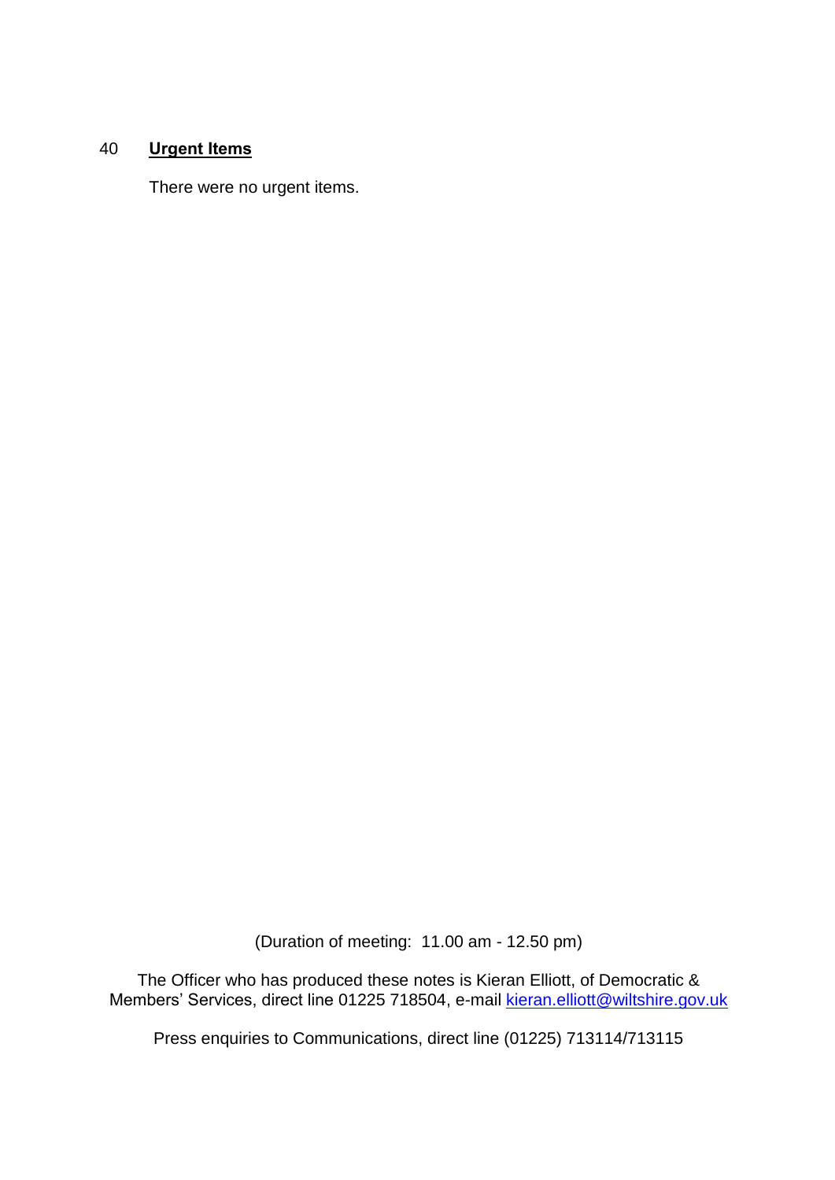## 40 **Urgent Items**

There were no urgent items.

(Duration of meeting: 11.00 am - 12.50 pm)

The Officer who has produced these notes is Kieran Elliott, of Democratic & Members' Services, direct line 01225 718504, e-mail kieran.elliott@wiltshire.gov.uk

Press enquiries to Communications, direct line (01225) 713114/713115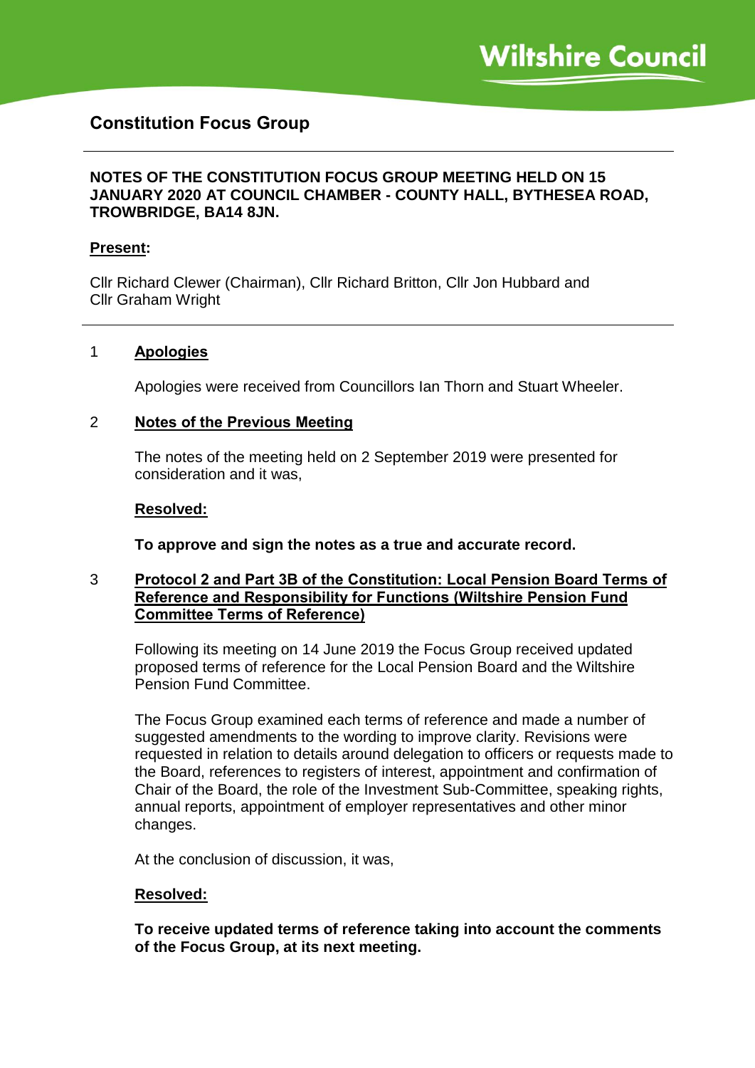Wiltshire Council

# Constitution Focus Group

**NOTES OF THE CONSTITUTION FOCUS GROUP MEETING HELD ON 15 JANUARY 2020 AT COUNCIL CHAMBER - COUNTY HALL, BYTHESEA ROAD, TROWBRIDGE, BA14 8JN.**

**Present:**

Cllr Richard Clewer (Chairman), Cllr Richard Britton, Cllr Jon Hubbard and Cllr Graham Wright

## 1 Apologies

Apologies were received from Councillors Ian Thorn and Stuart Wheeler.

## 2 Notes of the Previous Meeting

The notes of the meeting held on 2 September 2019 were presented for consideration and it was,

**Resolved:**

**To approve and sign the notes as a true and accurate record.**

## 3 Protocol 2 and Part 3B of the Constitution: Local Pension Board Terms of Reference and Responsibility for Functions (Wiltshire Pension Fund Committee Terms of Reference)

Following its meeting on 14 June 2019 the Focus Group received updated proposed terms of reference for the Local Pension Board and the Wiltshire Pension Fund Committee.

The Focus Group examined each terms of reference and made a number of suggested amendments to the wording to improve clarity. Revisions were requested in relation to details around delegation to officers or requests made to the Board, references to registers of interest, appointment and confirmation of Chair of the Board, the role of the Investment Sub-Committee, speaking rights, annual reports, appointment of employer representatives and other minor changes.

At the conclusion of discussion, it was,

**Resolved:**

**To receive updated terms of reference taking into account the comments of the Focus Group, at its next meeting.**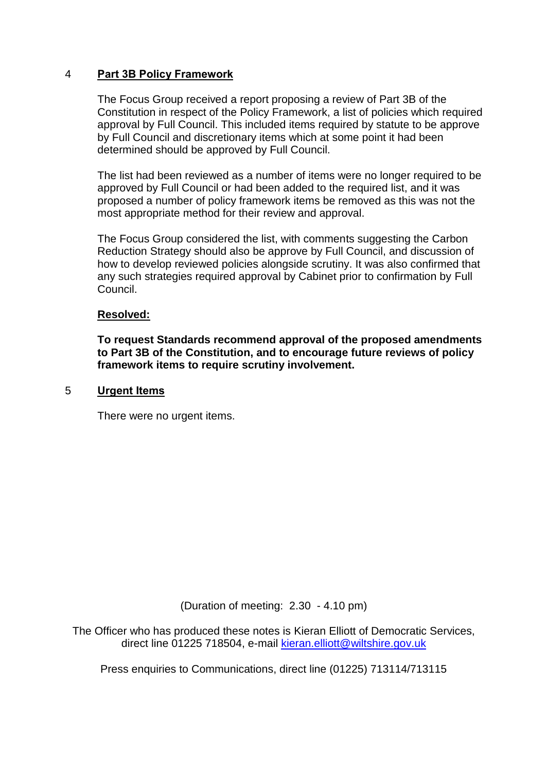## 4 Part 3B Policy Framework

The Focus Group received a report proposing a review of Part 3B of the Constitution in respect of the Policy Framework, a list of policies which required approval by Full Council. This included items required by statute to be approve by Full Council and discretionary items which at some point it had been determined should be approved by Full Council.

The list had been reviewed as a number of items were no longer required to be approved by Full Council or had been added to the required list, and it was proposed a number of policy framework items be removed as this was not the most appropriate method for their review and approval.

The Focus Group considered the list, with comments suggesting the Carbon Reduction Strategy should also be approve by Full Council, and discussion of how to develop reviewed policies alongside scrutiny. It was also confirmed that any such strategies required approval by Cabinet prior to confirmation by Full Council.

**Resolved:**

**To request Standards recommend approval of the proposed amendments to Part 3B of the Constitution, and to encourage future reviews of policy framework items to require scrutiny involvement.**

## 5 Urgent Items

There were no urgent items.

(Duration of meeting: 2.30 - 4.10 pm)

The Officer who has produced these notes is Kieran Elliott of Democratic Services, direct line 01225 718504, e-mail [kieran.elliott@wiltshire.gov.uk](mailto:kieran.elliott@wiltshire.gov.uk)

Press enquiries to Communications, direct line (01225) 713114/713115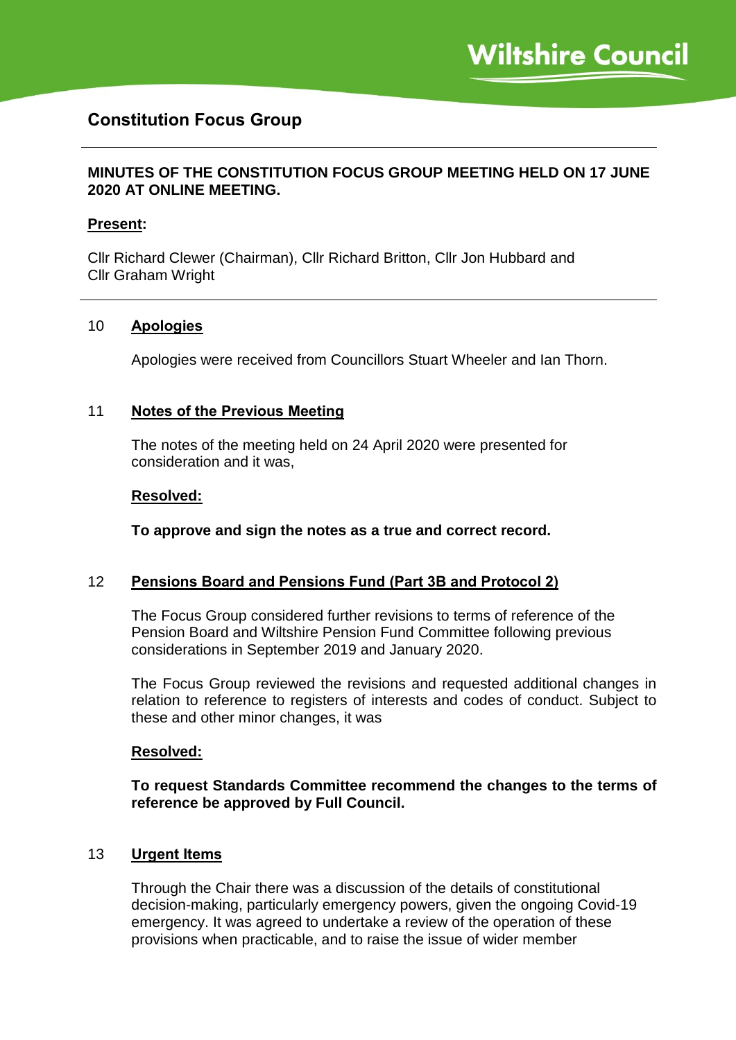Wiltshire Council

# Constitution Focus Group

**MINUTES OF THE CONSTITUTION FOCUS GROUP MEETING HELD ON 17 JUNE 2020 AT ONLINE MEETING.**

**Present:**

Cllr Richard Clewer (Chairman), Cllr Richard Britton, Cllr Jon Hubbard and Cllr Graham Wright

## 10 Apologies

Apologies were received from Councillors Stuart Wheeler and Ian Thorn.

## 11 Notes of the Previous Meeting

The notes of the meeting held on 24 April 2020 were presented for consideration and it was,

**Resolved:**

**To approve and sign the notes as a true and correct record.**

## 12 Pensions Board and Pensions Fund (Part 3B and Protocol 2)

The Focus Group considered further revisions to terms of reference of the Pension Board and Wiltshire Pension Fund Committee following previous considerations in September 2019 and January 2020.

The Focus Group reviewed the revisions and requested additional changes in relation to reference to registers of interests and codes of conduct. Subject to these and other minor changes, it was

**Resolved:**

**To request Standards Committee recommend the changes to the terms of reference be approved by Full Council.**

## 13 Urgent Items

Through the Chair there was a discussion of the details of constitutional decision-making, particularly emergency powers, given the ongoing Covid-19 emergency. It was agreed to undertake a review of the operation of these provisions when practicable, and to raise the issue of wider member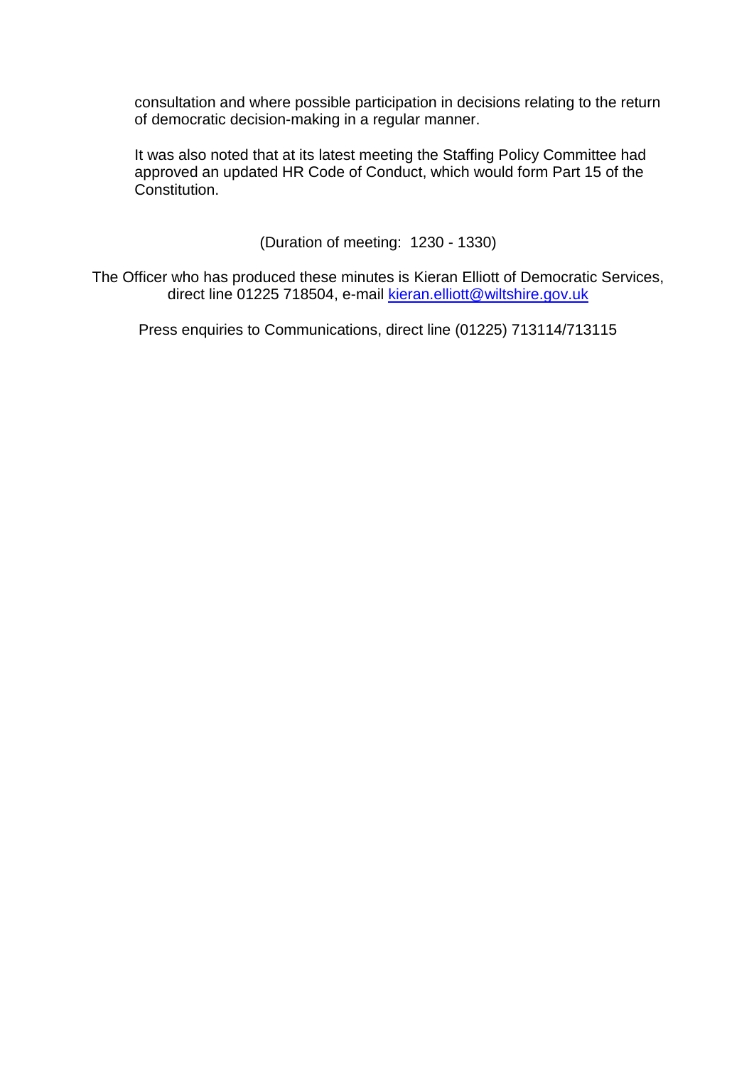consultation and where possible participation in decisions relating to the return of democratic decision-making in a regular manner.

It was also noted that at its latest meeting the Staffing Policy Committee had approved an updated HR Code of Conduct, which would form Part 15 of the Constitution.

(Duration of meeting: 1230 - 1330)

The Officer who has produced these minutes is Kieran Elliott of Democratic Services, direct line 01225 718504, e-mail kieran.elliott@wiltshire.gov.uk

Press enquiries to Communications, direct line (01225) 713114/713115